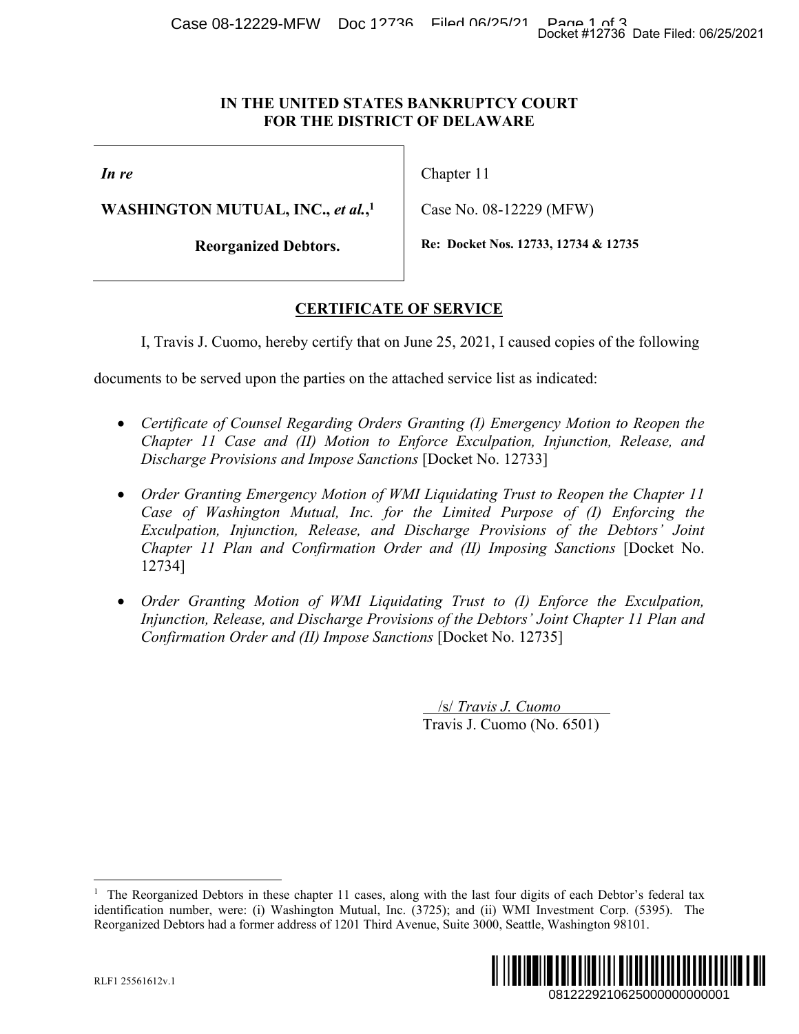# IN THE UNITED STATES BANKRUPTCY COURT
# FOR THE DISTRICT OF DELAWARE

| | |
|---|---|
| *In re* | Chapter 11 |
| **WASHINGTON MUTUAL, INC.,** ***et al.***,[1] | Case No. 08-12229 (MFW) |
| **Reorganized Debtors.** | **Re: Docket Nos. 12733, 12734 & 12735** |

## CERTIFICATE OF SERVICE

I, Travis J. Cuomo, hereby certify that on June 25, 2021, I caused copies of the following documents to be served upon the parties on the attached service list as indicated:

- *Certificate of Counsel Regarding Orders Granting (I) Emergency Motion to Reopen the Chapter 11 Case and (II) Motion to Enforce Exculpation, Injunction, Release, and Discharge Provisions and Impose Sanctions* [Docket No. 12733]
- *Order Granting Emergency Motion of WMI Liquidating Trust to Reopen the Chapter 11 Case of Washington Mutual, Inc. for the Limited Purpose of (I) Enforcing the Exculpation, Injunction, Release, and Discharge Provisions of the Debtors' Joint Chapter 11 Plan and Confirmation Order and (II) Imposing Sanctions* [Docket No. 12734]
- *Order Granting Motion of WMI Liquidating Trust to (I) Enforce the Exculpation, Injunction, Release, and Discharge Provisions of the Debtors' Joint Chapter 11 Plan and Confirmation Order and (II) Impose Sanctions* [Docket No. 12735]

/s/ *Travis J. Cuomo*
Travis J. Cuomo (No. 6501)

---

[1] The Reorganized Debtors in these chapter 11 cases, along with the last four digits of each Debtor's federal tax identification number, were: (i) Washington Mutual, Inc. (3725); and (ii) WMI Investment Corp. (5395). The Reorganized Debtors had a former address of 1201 Third Avenue, Suite 3000, Seattle, Washington 98101.

RLF1 25561612v.1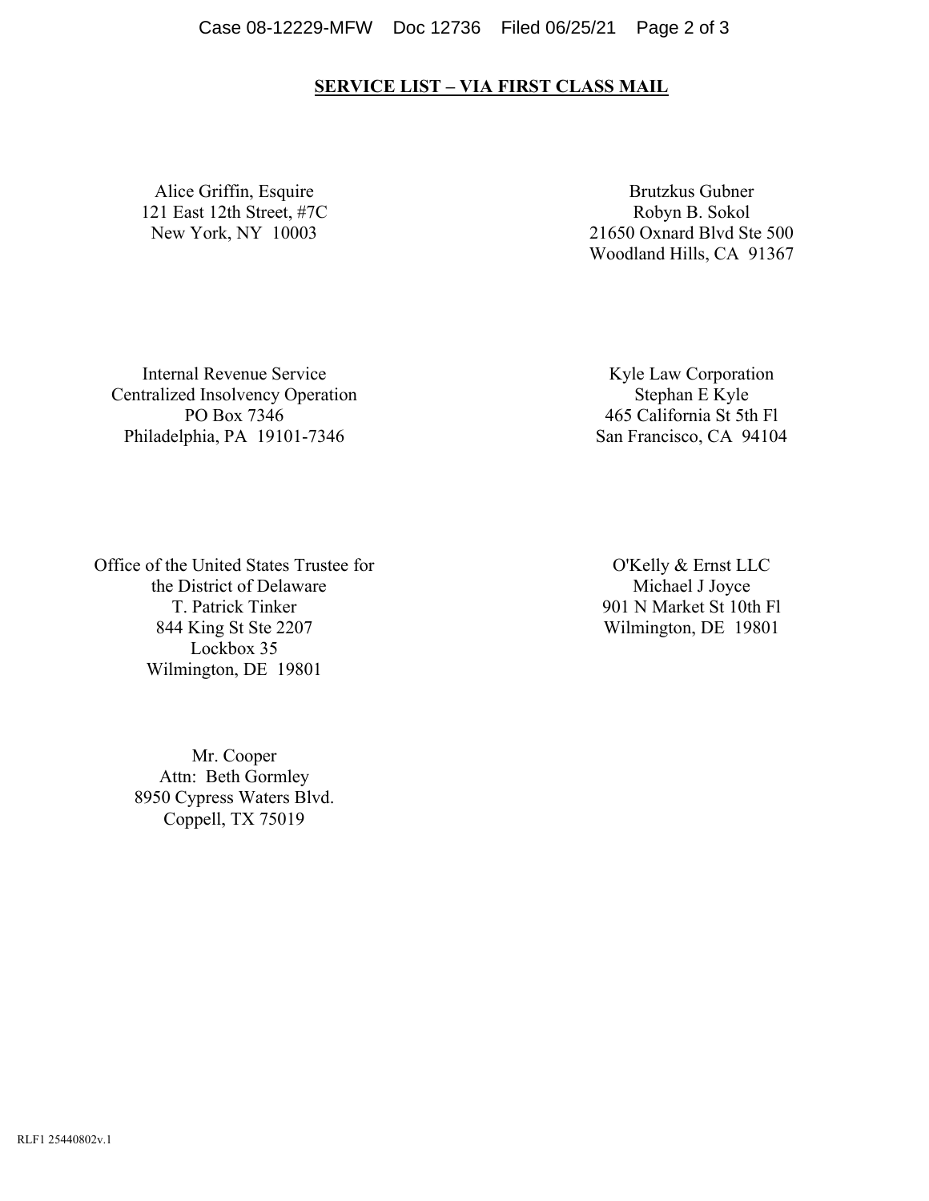**SERVICE LIST – VIA FIRST CLASS MAIL**

Alice Griffin, Esquire
121 East 12th Street, #7C
New York, NY 10003

Brutzkus Gubner
Robyn B. Sokol
21650 Oxnard Blvd Ste 500
Woodland Hills, CA 91367

Internal Revenue Service
Centralized Insolvency Operation
PO Box 7346
Philadelphia, PA 19101-7346

Kyle Law Corporation
Stephan E Kyle
465 California St 5th Fl
San Francisco, CA 94104

Office of the United States Trustee for the District of Delaware
T. Patrick Tinker
844 King St Ste 2207
Lockbox 35
Wilmington, DE 19801

O'Kelly & Ernst LLC
Michael J Joyce
901 N Market St 10th Fl
Wilmington, DE 19801

Mr. Cooper
Attn: Beth Gormley
8950 Cypress Waters Blvd.
Coppell, TX 75019

RLF1 25440802v.1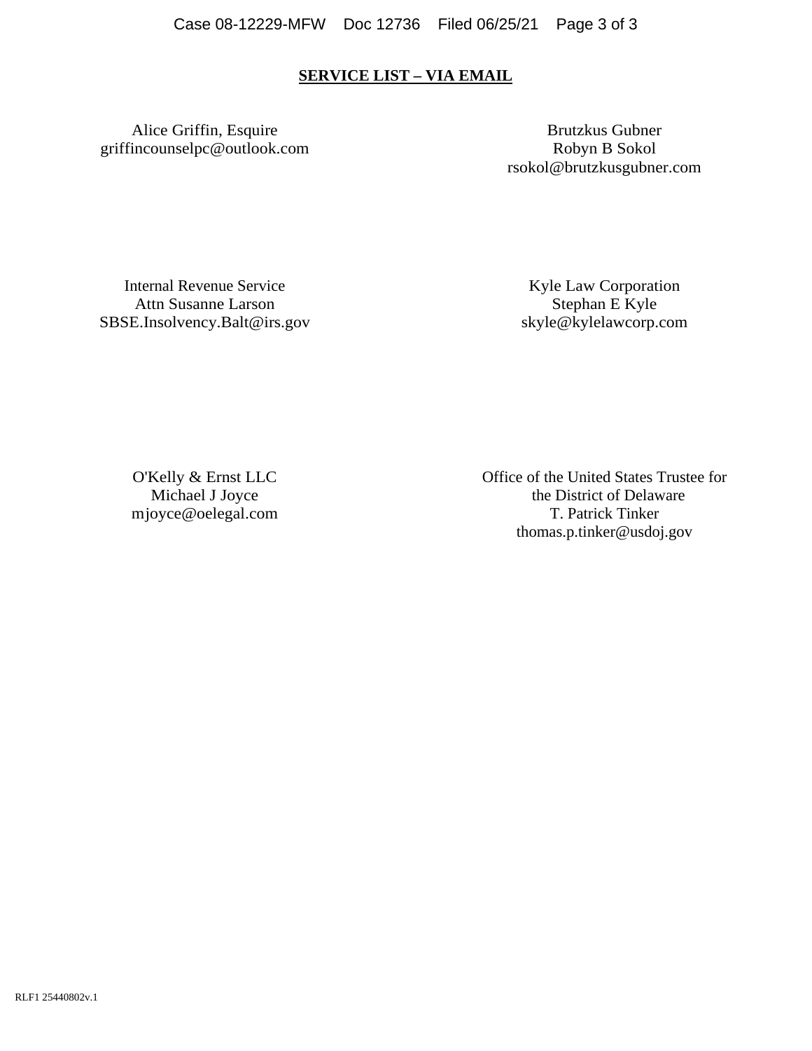**SERVICE LIST – VIA EMAIL**

Alice Griffin, Esquire
griffincounselpc@outlook.com

Brutzkus Gubner
Robyn B Sokol
rsokol@brutzkusgubner.com

Internal Revenue Service
Attn Susanne Larson
SBSE.Insolvency.Balt@irs.gov

Kyle Law Corporation
Stephan E Kyle
skyle@kylelawcorp.com

O'Kelly & Ernst LLC
Michael J Joyce
mjoyce@oelegal.com

Office of the United States Trustee for
the District of Delaware
T. Patrick Tinker
thomas.p.tinker@usdoj.gov

RLF1 25440802v.1